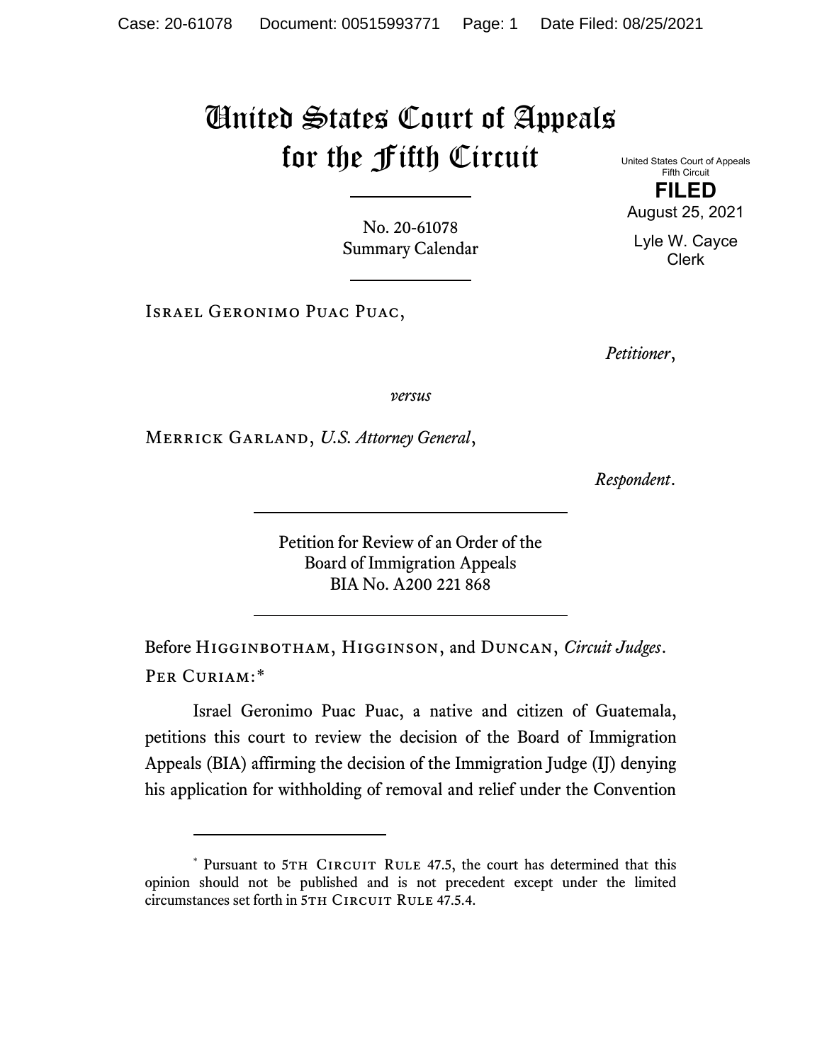# United States Court of Appeals for the Fifth Circuit

United States Court of Appeals
Fifth Circuit

**FILED**

August 25, 2021

Lyle W. Cayce
Clerk

No. 20-61078
Summary Calendar

---

Israel Geronimo Puac Puac,

*Petitioner*,

*versus*

Merrick Garland, *U.S. Attorney General*,

*Respondent*.

---

Petition for Review of an Order of the
Board of Immigration Appeals
BIA No. A200 221 868

---

Before Higginbotham, Higginson, and Duncan, *Circuit Judges*.

Per Curiam:*

Israel Geronimo Puac Puac, a native and citizen of Guatemala, petitions this court to review the decision of the Board of Immigration Appeals (BIA) affirming the decision of the Immigration Judge (IJ) denying his application for withholding of removal and relief under the Convention

---

\* Pursuant to 5th Circuit Rule 47.5, the court has determined that this opinion should not be published and is not precedent except under the limited circumstances set forth in 5th Circuit Rule 47.5.4.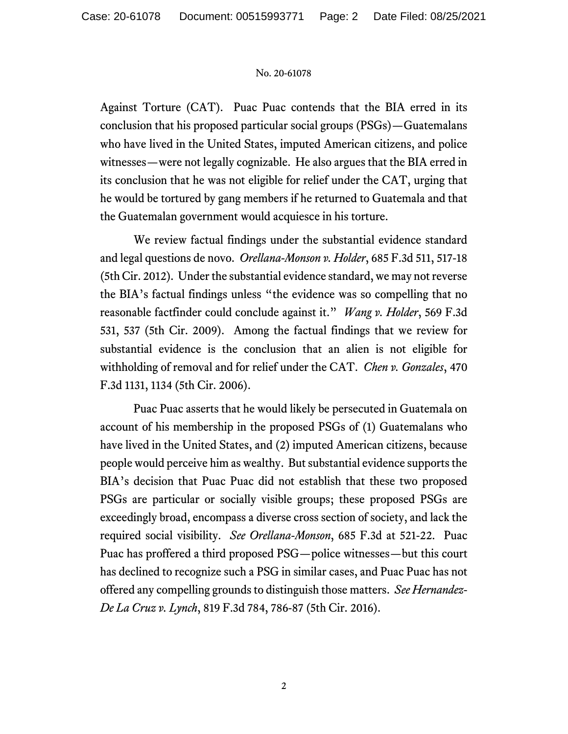Against Torture (CAT). Puac Puac contends that the BIA erred in its conclusion that his proposed particular social groups (PSGs)—Guatemalans who have lived in the United States, imputed American citizens, and police witnesses—were not legally cognizable. He also argues that the BIA erred in its conclusion that he was not eligible for relief under the CAT, urging that he would be tortured by gang members if he returned to Guatemala and that the Guatemalan government would acquiesce in his torture.

We review factual findings under the substantial evidence standard and legal questions de novo. *Orellana-Monson v. Holder*, 685 F.3d 511, 517-18 (5th Cir. 2012). Under the substantial evidence standard, we may not reverse the BIA's factual findings unless "the evidence was so compelling that no reasonable factfinder could conclude against it." *Wang v. Holder*, 569 F.3d 531, 537 (5th Cir. 2009). Among the factual findings that we review for substantial evidence is the conclusion that an alien is not eligible for withholding of removal and for relief under the CAT. *Chen v. Gonzales*, 470 F.3d 1131, 1134 (5th Cir. 2006).

Puac Puac asserts that he would likely be persecuted in Guatemala on account of his membership in the proposed PSGs of (1) Guatemalans who have lived in the United States, and (2) imputed American citizens, because people would perceive him as wealthy. But substantial evidence supports the BIA's decision that Puac Puac did not establish that these two proposed PSGs are particular or socially visible groups; these proposed PSGs are exceedingly broad, encompass a diverse cross section of society, and lack the required social visibility. *See Orellana-Monson*, 685 F.3d at 521-22. Puac Puac has proffered a third proposed PSG—police witnesses—but this court has declined to recognize such a PSG in similar cases, and Puac Puac has not offered any compelling grounds to distinguish those matters. *See Hernandez-De La Cruz v. Lynch*, 819 F.3d 784, 786-87 (5th Cir. 2016).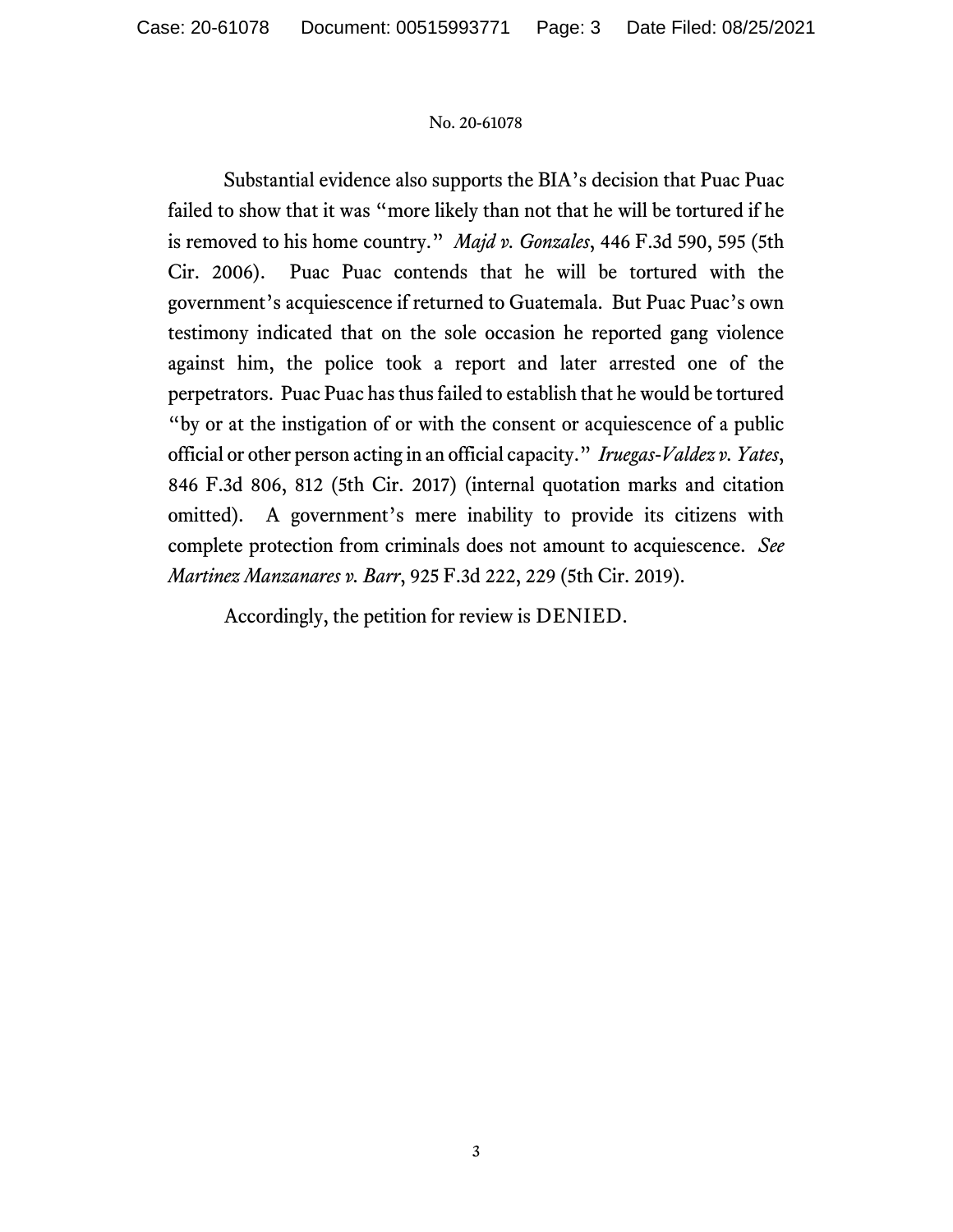Substantial evidence also supports the BIA's decision that Puac Puac failed to show that it was "more likely than not that he will be tortured if he is removed to his home country." *Majd v. Gonzales*, 446 F.3d 590, 595 (5th Cir. 2006). Puac Puac contends that he will be tortured with the government's acquiescence if returned to Guatemala. But Puac Puac's own testimony indicated that on the sole occasion he reported gang violence against him, the police took a report and later arrested one of the perpetrators. Puac Puac has thus failed to establish that he would be tortured "by or at the instigation of or with the consent or acquiescence of a public official or other person acting in an official capacity." *Iruegas-Valdez v. Yates*, 846 F.3d 806, 812 (5th Cir. 2017) (internal quotation marks and citation omitted). A government's mere inability to provide its citizens with complete protection from criminals does not amount to acquiescence. *See Martinez Manzanares v. Barr*, 925 F.3d 222, 229 (5th Cir. 2019).

Accordingly, the petition for review is DENIED.